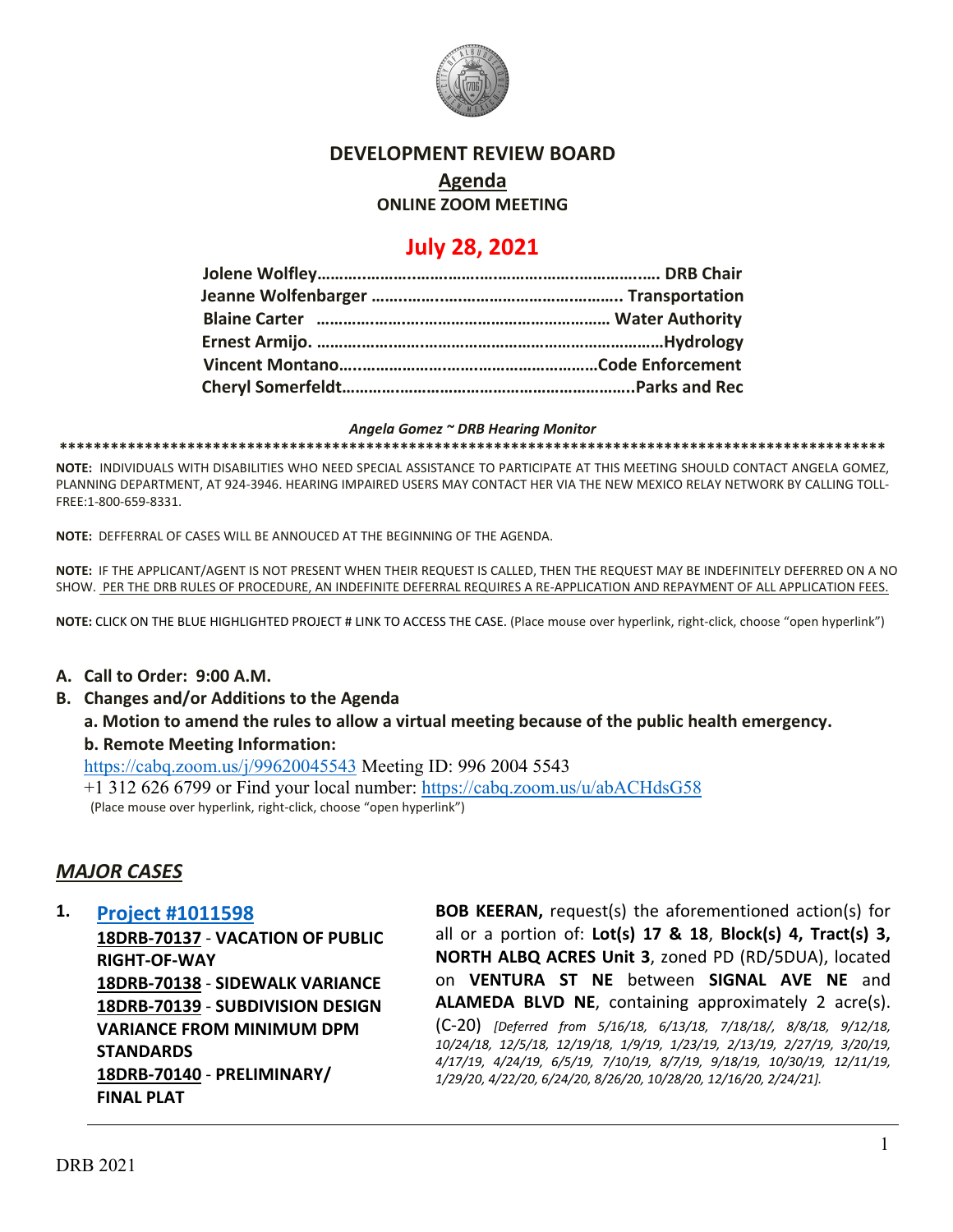# DEVELOPMENT REVIEW BOARD

## Agenda

### ONLINE ZOOM MEETING

## July 28, 2021

**Jolene Wolfley…………………………………………………………………. DRB Chair**
**Jeanne Wolfenbarger ……………………………………………….. Transportation**
**Blaine Carter ………………………………………………………… Water Authority**
**Ernest Armijo. …………………………………………………………………Hydrology**
**Vincent Montano…………………………………………………Code Enforcement**
**Cheryl Somerfeldt……………………………………………………….Parks and Rec**

***Angela Gomez ~ DRB Hearing Monitor***

**NOTE:** INDIVIDUALS WITH DISABILITIES WHO NEED SPECIAL ASSISTANCE TO PARTICIPATE AT THIS MEETING SHOULD CONTACT ANGELA GOMEZ, PLANNING DEPARTMENT, AT 924-3946. HEARING IMPAIRED USERS MAY CONTACT HER VIA THE NEW MEXICO RELAY NETWORK BY CALLING TOLL-FREE:1-800-659-8331.

**NOTE:** DEFFERRAL OF CASES WILL BE ANNOUCED AT THE BEGINNING OF THE AGENDA.

**NOTE:** IF THE APPLICANT/AGENT IS NOT PRESENT WHEN THEIR REQUEST IS CALLED, THEN THE REQUEST MAY BE INDEFINITELY DEFERRED ON A NO SHOW. PER THE DRB RULES OF PROCEDURE, AN INDEFINITE DEFERRAL REQUIRES A RE-APPLICATION AND REPAYMENT OF ALL APPLICATION FEES.

**NOTE:** CLICK ON THE BLUE HIGHLIGHTED PROJECT # LINK TO ACCESS THE CASE. (Place mouse over hyperlink, right-click, choose "open hyperlink")

**A. Call to Order: 9:00 A.M.**

**B. Changes and/or Additions to the Agenda**

**a. Motion to amend the rules to allow a virtual meeting because of the public health emergency.**

**b. Remote Meeting Information:**

https://cabq.zoom.us/j/99620045543 Meeting ID: 996 2004 5543
+1 312 626 6799 or Find your local number: https://cabq.zoom.us/u/abACHdsG58
(Place mouse over hyperlink, right-click, choose "open hyperlink")

## *MAJOR CASES*

**1. Project #1011598**

**18DRB-70137 - VACATION OF PUBLIC RIGHT-OF-WAY**
**18DRB-70138 - SIDEWALK VARIANCE**
**18DRB-70139 - SUBDIVISION DESIGN VARIANCE FROM MINIMUM DPM STANDARDS**
**18DRB-70140 - PRELIMINARY/ FINAL PLAT**

**BOB KEERAN,** request(s) the aforementioned action(s) for all or a portion of: **Lot(s) 17 & 18**, **Block(s) 4, Tract(s) 3, NORTH ALBQ ACRES Unit 3**, zoned PD (RD/5DUA), located on **VENTURA ST NE** between **SIGNAL AVE NE** and **ALAMEDA BLVD NE**, containing approximately 2 acre(s). (C-20) *[Deferred from 5/16/18, 6/13/18, 7/18/18/, 8/8/18, 9/12/18, 10/24/18, 12/5/18, 12/19/18, 1/9/19, 1/23/19, 2/13/19, 2/27/19, 3/20/19, 4/17/19, 4/24/19, 6/5/19, 7/10/19, 8/7/19, 9/18/19, 10/30/19, 12/11/19, 1/29/20, 4/22/20, 6/24/20, 8/26/20, 10/28/20, 12/16/20, 2/24/21].*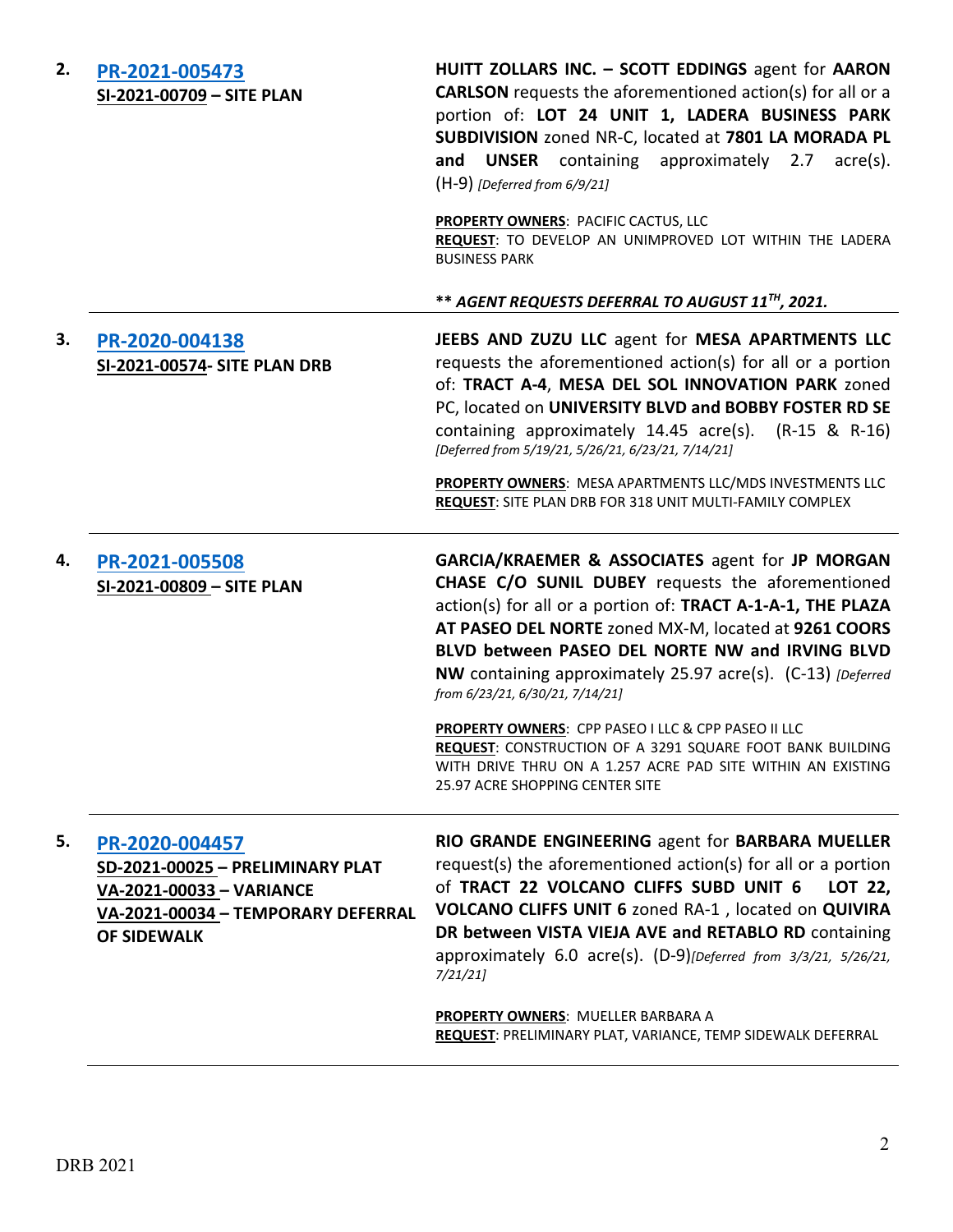2. **[PR-2021-005473](#)**
   **SI-2021-00709 – SITE PLAN**

   **HUITT ZOLLARS INC. – SCOTT EDDINGS** agent for **AARON CARLSON** requests the aforementioned action(s) for all or a portion of: **LOT 24 UNIT 1, LADERA BUSINESS PARK SUBDIVISION** zoned NR-C, located at **7801 LA MORADA PL and UNSER** containing approximately 2.7 acre(s). (H-9) *[Deferred from 6/9/21]*

   **PROPERTY OWNERS**: PACIFIC CACTUS, LLC
   **REQUEST**: TO DEVELOP AN UNIMPROVED LOT WITHIN THE LADERA BUSINESS PARK

   ***\*\* AGENT REQUESTS DEFERRAL TO AUGUST 11TH, 2021.***

---

3. **[PR-2020-004138](#)**
   **SI-2021-00574- SITE PLAN DRB**

   **JEEBS AND ZUZU LLC** agent for **MESA APARTMENTS LLC** requests the aforementioned action(s) for all or a portion of: **TRACT A-4**, **MESA DEL SOL INNOVATION PARK** zoned PC, located on **UNIVERSITY BLVD and BOBBY FOSTER RD SE** containing approximately 14.45 acre(s). (R-15 & R-16) *[Deferred from 5/19/21, 5/26/21, 6/23/21, 7/14/21]*

   **PROPERTY OWNERS**: MESA APARTMENTS LLC/MDS INVESTMENTS LLC
   **REQUEST**: SITE PLAN DRB FOR 318 UNIT MULTI-FAMILY COMPLEX

---

4. **[PR-2021-005508](#)**
   **SI-2021-00809 – SITE PLAN**

   **GARCIA/KRAEMER & ASSOCIATES** agent for **JP MORGAN CHASE C/O SUNIL DUBEY** requests the aforementioned action(s) for all or a portion of: **TRACT A-1-A-1, THE PLAZA AT PASEO DEL NORTE** zoned MX-M, located at **9261 COORS BLVD between PASEO DEL NORTE NW and IRVING BLVD NW** containing approximately 25.97 acre(s). (C-13) *[Deferred from 6/23/21, 6/30/21, 7/14/21]*

   **PROPERTY OWNERS**: CPP PASEO I LLC & CPP PASEO II LLC
   **REQUEST**: CONSTRUCTION OF A 3291 SQUARE FOOT BANK BUILDING WITH DRIVE THRU ON A 1.257 ACRE PAD SITE WITHIN AN EXISTING 25.97 ACRE SHOPPING CENTER SITE

---

5. **[PR-2020-004457](#)**
   **SD-2021-00025 – PRELIMINARY PLAT**
   **VA-2021-00033 – VARIANCE**
   **VA-2021-00034 – TEMPORARY DEFERRAL OF SIDEWALK**

   **RIO GRANDE ENGINEERING** agent for **BARBARA MUELLER** request(s) the aforementioned action(s) for all or a portion of **TRACT 22 VOLCANO CLIFFS SUBD UNIT 6 LOT 22, VOLCANO CLIFFS UNIT 6** zoned RA-1 , located on **QUIVIRA DR between VISTA VIEJA AVE and RETABLO RD** containing approximately 6.0 acre(s). (D-9)*[Deferred from 3/3/21, 5/26/21, 7/21/21]*

   **PROPERTY OWNERS**: MUELLER BARBARA A
   **REQUEST**: PRELIMINARY PLAT, VARIANCE, TEMP SIDEWALK DEFERRAL

---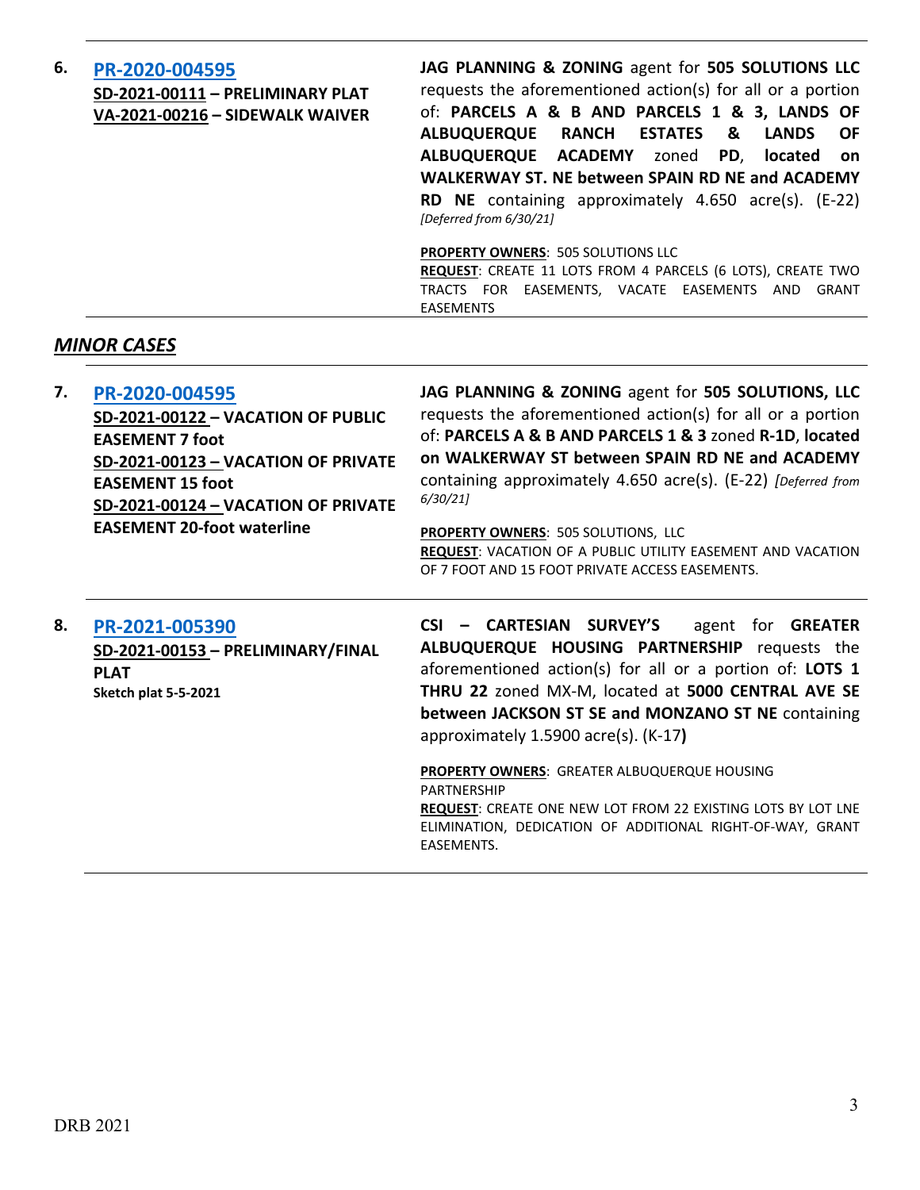**6.** **PR-2020-004595**
**SD-2021-00111 – PRELIMINARY PLAT**
**VA-2021-00216 – SIDEWALK WAIVER**

**JAG PLANNING & ZONING** agent for **505 SOLUTIONS LLC** requests the aforementioned action(s) for all or a portion of: **PARCELS A & B AND PARCELS 1 & 3, LANDS OF ALBUQUERQUE RANCH ESTATES & LANDS OF ALBUQUERQUE ACADEMY** zoned **PD**, **located on WALKERWAY ST. NE between SPAIN RD NE and ACADEMY RD NE** containing approximately 4.650 acre(s). (E-22) *[Deferred from 6/30/21]*

**PROPERTY OWNERS**: 505 SOLUTIONS LLC
**REQUEST**: CREATE 11 LOTS FROM 4 PARCELS (6 LOTS), CREATE TWO TRACTS FOR EASEMENTS, VACATE EASEMENTS AND GRANT EASEMENTS

## *MINOR CASES*

**7.** **PR-2020-004595**
**SD-2021-00122 – VACATION OF PUBLIC EASEMENT 7 foot**
**SD-2021-00123 – VACATION OF PRIVATE EASEMENT 15 foot**
**SD-2021-00124 – VACATION OF PRIVATE EASEMENT 20-foot waterline**

**JAG PLANNING & ZONING** agent for **505 SOLUTIONS, LLC** requests the aforementioned action(s) for all or a portion of: **PARCELS A & B AND PARCELS 1 & 3** zoned **R-1D**, **located on WALKERWAY ST between SPAIN RD NE and ACADEMY** containing approximately 4.650 acre(s). (E-22) *[Deferred from 6/30/21]*

**PROPERTY OWNERS**: 505 SOLUTIONS, LLC
**REQUEST**: VACATION OF A PUBLIC UTILITY EASEMENT AND VACATION OF 7 FOOT AND 15 FOOT PRIVATE ACCESS EASEMENTS.

**8.** **PR-2021-005390**
**SD-2021-00153 – PRELIMINARY/FINAL PLAT**
**Sketch plat 5-5-2021**

**CSI – CARTESIAN SURVEY'S** agent for **GREATER ALBUQUERQUE HOUSING PARTNERSHIP** requests the aforementioned action(s) for all or a portion of: **LOTS 1 THRU 22** zoned MX-M, located at **5000 CENTRAL AVE SE between JACKSON ST SE and MONZANO ST NE** containing approximately 1.5900 acre(s). (K-17**)**

**PROPERTY OWNERS**: GREATER ALBUQUERQUE HOUSING PARTNERSHIP
**REQUEST**: CREATE ONE NEW LOT FROM 22 EXISTING LOTS BY LOT LNE ELIMINATION, DEDICATION OF ADDITIONAL RIGHT-OF-WAY, GRANT EASEMENTS.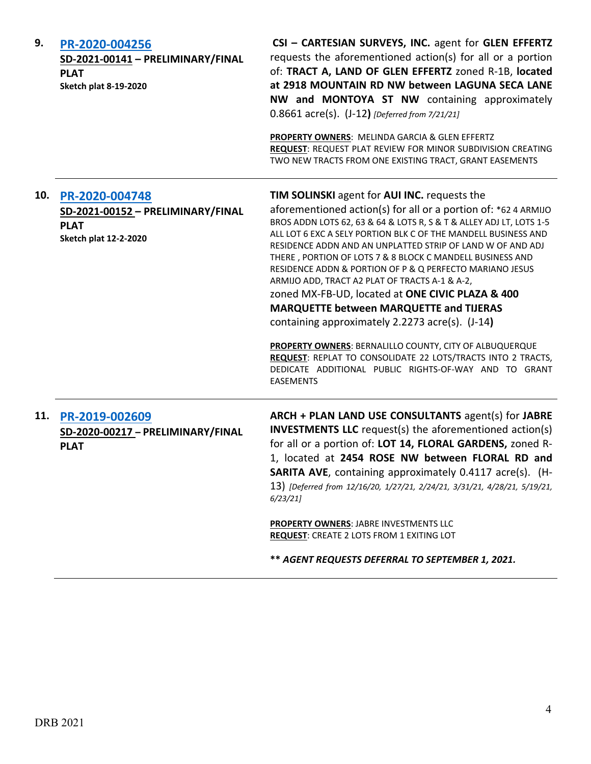**9. PR-2020-004256**
**SD-2021-00141 – PRELIMINARY/FINAL PLAT**
**Sketch plat 8-19-2020**

**CSI – CARTESIAN SURVEYS, INC.** agent for **GLEN EFFERTZ** requests the aforementioned action(s) for all or a portion of: **TRACT A, LAND OF GLEN EFFERTZ** zoned R-1B, **located at 2918 MOUNTAIN RD NW between LAGUNA SECA LANE NW and MONTOYA ST NW** containing approximately 0.8661 acre(s). (J-12**)** *[Deferred from 7/21/21]*

**PROPERTY OWNERS**: MELINDA GARCIA & GLEN EFFERTZ
**REQUEST**: REQUEST PLAT REVIEW FOR MINOR SUBDIVISION CREATING TWO NEW TRACTS FROM ONE EXISTING TRACT, GRANT EASEMENTS

---

**10. PR-2020-004748**
**SD-2021-00152 – PRELIMINARY/FINAL PLAT**
**Sketch plat 12-2-2020**

**TIM SOLINSKI** agent for **AUI INC.** requests the aforementioned action(s) for all or a portion of: *62 4 ARMIJO BROS ADDN LOTS 62, 63 & 64 & LOTS R, S & T & ALLEY ADJ LT, LOTS 1-5 ALL LOT 6 EXC A SELY PORTION BLK C OF THE MANDELL BUSINESS AND RESIDENCE ADDN AND AN UNPLATTED STRIP OF LAND W OF AND ADJ THERE , PORTION OF LOTS 7 & 8 BLOCK C MANDELL BUSINESS AND RESIDENCE ADDN & PORTION OF P & Q PERFECTO MARIANO JESUS ARMIJO ADD, TRACT A2 PLAT OF TRACTS A-1 & A-2, zoned MX-FB-UD, located at **ONE CIVIC PLAZA & 400 MARQUETTE between MARQUETTE and TIJERAS** containing approximately 2.2273 acre(s). (J-14**)**

**PROPERTY OWNERS**: BERNALILLO COUNTY, CITY OF ALBUQUERQUE
**REQUEST**: REPLAT TO CONSOLIDATE 22 LOTS/TRACTS INTO 2 TRACTS, DEDICATE ADDITIONAL PUBLIC RIGHTS-OF-WAY AND TO GRANT EASEMENTS

---

**11. PR-2019-002609**
**SD-2020-00217 – PRELIMINARY/FINAL PLAT**

**ARCH + PLAN LAND USE CONSULTANTS** agent(s) for **JABRE INVESTMENTS LLC** request(s) the aforementioned action(s) for all or a portion of: **LOT 14, FLORAL GARDENS,** zoned R-1, located at **2454 ROSE NW between FLORAL RD and SARITA AVE**, containing approximately 0.4117 acre(s). (H-13) *[Deferred from 12/16/20, 1/27/21, 2/24/21, 3/31/21, 4/28/21, 5/19/21, 6/23/21]*

**PROPERTY OWNERS**: JABRE INVESTMENTS LLC
**REQUEST**: CREATE 2 LOTS FROM 1 EXITING LOT

**\*\* *AGENT REQUESTS DEFERRAL TO SEPTEMBER 1, 2021.***

---

DRB 2021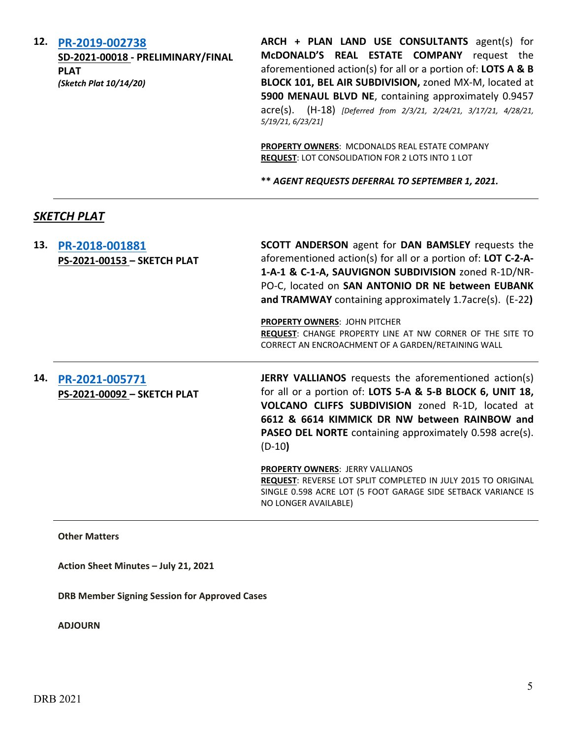**12. [PR-2019-002738](#)**
**SD-2021-00018 - PRELIMINARY/FINAL PLAT**
***(Sketch Plat 10/14/20)***

**ARCH + PLAN LAND USE CONSULTANTS** agent(s) for **McDONALD'S REAL ESTATE COMPANY** request the aforementioned action(s) for all or a portion of: **LOTS A & B BLOCK 101, BEL AIR SUBDIVISION,** zoned MX-M, located at **5900 MENAUL BLVD NE**, containing approximately 0.9457 acre(s). (H-18) *[Deferred from 2/3/21, 2/24/21, 3/17/21, 4/28/21, 5/19/21, 6/23/21]*

**PROPERTY OWNERS**: MCDONALDS REAL ESTATE COMPANY
**REQUEST**: LOT CONSOLIDATION FOR 2 LOTS INTO 1 LOT

**\*\* *AGENT REQUESTS DEFERRAL TO SEPTEMBER 1, 2021.***

---

## *SKETCH PLAT*

**13. [PR-2018-001881](#)**
**PS-2021-00153 – SKETCH PLAT**

**SCOTT ANDERSON** agent for **DAN BAMSLEY** requests the aforementioned action(s) for all or a portion of: **LOT C-2-A-1-A-1 & C-1-A, SAUVIGNON SUBDIVISION** zoned R-1D/NR-PO-C, located on **SAN ANTONIO DR NE between EUBANK and TRAMWAY** containing approximately 1.7acre(s). (E-22**)**

**PROPERTY OWNERS**: JOHN PITCHER
**REQUEST**: CHANGE PROPERTY LINE AT NW CORNER OF THE SITE TO CORRECT AN ENCROACHMENT OF A GARDEN/RETAINING WALL

---

**14. [PR-2021-005771](#)**
**PS-2021-00092 – SKETCH PLAT**

**JERRY VALLIANOS** requests the aforementioned action(s) for all or a portion of: **LOTS 5-A & 5-B BLOCK 6, UNIT 18, VOLCANO CLIFFS SUBDIVISION** zoned R-1D, located at **6612 & 6614 KIMMICK DR NW between RAINBOW and PASEO DEL NORTE** containing approximately 0.598 acre(s). (D-10**)**

**PROPERTY OWNERS**: JERRY VALLIANOS
**REQUEST**: REVERSE LOT SPLIT COMPLETED IN JULY 2015 TO ORIGINAL SINGLE 0.598 ACRE LOT (5 FOOT GARAGE SIDE SETBACK VARIANCE IS NO LONGER AVAILABLE)

---

**Other Matters**

**Action Sheet Minutes – July 21, 2021**

**DRB Member Signing Session for Approved Cases**

**ADJOURN**